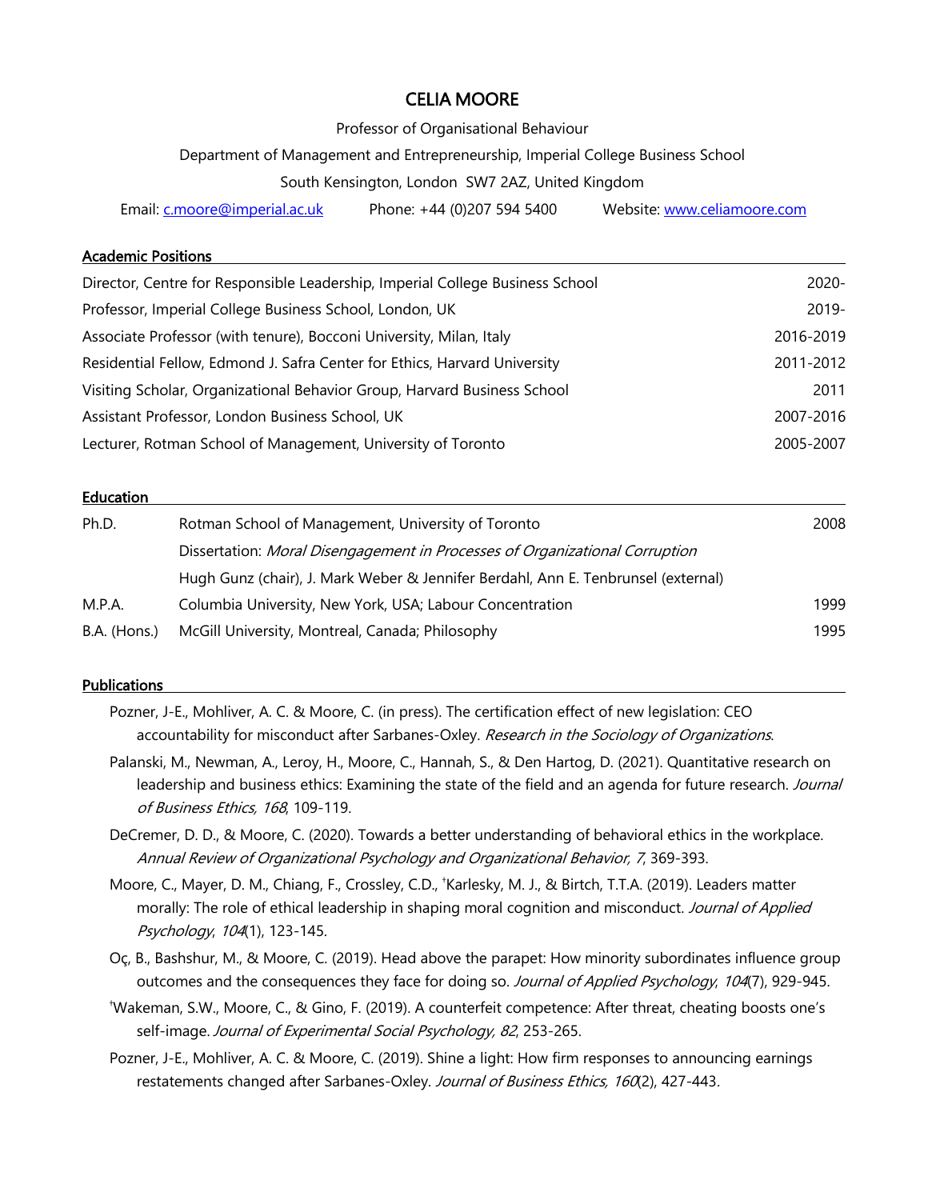# CELIA MOORE

Professor of Organisational Behaviour

Department of Management and Entrepreneurship, Imperial College Business School

South Kensington, London SW7 2AZ, United Kingdom

Email: [c.moore@imperial.ac.uk](mailto:c.moore@imperial.ac.uk) Phone: +44 (0)207 594 5400 Website: [www.celiamoore.com](http://www.celiamoore.com)

## Academic Positions

| | |
|---|---|
| Director, Centre for Responsible Leadership, Imperial College Business School | 2020- |
| Professor, Imperial College Business School, London, UK | 2019- |
| Associate Professor (with tenure), Bocconi University, Milan, Italy | 2016-2019 |
| Residential Fellow, Edmond J. Safra Center for Ethics, Harvard University | 2011-2012 |
| Visiting Scholar, Organizational Behavior Group, Harvard Business School | 2011 |
| Assistant Professor, London Business School, UK | 2007-2016 |
| Lecturer, Rotman School of Management, University of Toronto | 2005-2007 |

## Education

| | | |
|---|---|---|
| Ph.D. | Rotman School of Management, University of Toronto | 2008 |
| | Dissertation: *Moral Disengagement in Processes of Organizational Corruption* | |
| | Hugh Gunz (chair), J. Mark Weber & Jennifer Berdahl, Ann E. Tenbrunsel (external) | |
| M.P.A. | Columbia University, New York, USA; Labour Concentration | 1999 |
| B.A. (Hons.) | McGill University, Montreal, Canada; Philosophy | 1995 |

## Publications

Pozner, J-E., Mohliver, A. C. & Moore, C. (in press). The certification effect of new legislation: CEO accountability for misconduct after Sarbanes-Oxley. *Research in the Sociology of Organizations*.

Palanski, M., Newman, A., Leroy, H., Moore, C., Hannah, S., & Den Hartog, D. (2021). Quantitative research on leadership and business ethics: Examining the state of the field and an agenda for future research. *Journal of Business Ethics, 168*, 109-119.

DeCremer, D. D., & Moore, C. (2020). Towards a better understanding of behavioral ethics in the workplace. *Annual Review of Organizational Psychology and Organizational Behavior, 7*, 369-393.

Moore, C., Mayer, D. M., Chiang, F., Crossley, C.D., †Karlesky, M. J., & Birtch, T.T.A. (2019). Leaders matter morally: The role of ethical leadership in shaping moral cognition and misconduct. *Journal of Applied Psychology*, *104*(1), 123-145.

Oç, B., Bashshur, M., & Moore, C. (2019). Head above the parapet: How minority subordinates influence group outcomes and the consequences they face for doing so. *Journal of Applied Psychology*, *104*(7), 929-945.

†Wakeman, S.W., Moore, C., & Gino, F. (2019). A counterfeit competence: After threat, cheating boosts one's self-image. *Journal of Experimental Social Psychology, 82*, 253-265.

Pozner, J-E., Mohliver, A. C. & Moore, C. (2019). Shine a light: How firm responses to announcing earnings restatements changed after Sarbanes-Oxley. *Journal of Business Ethics, 160*(2), 427-443.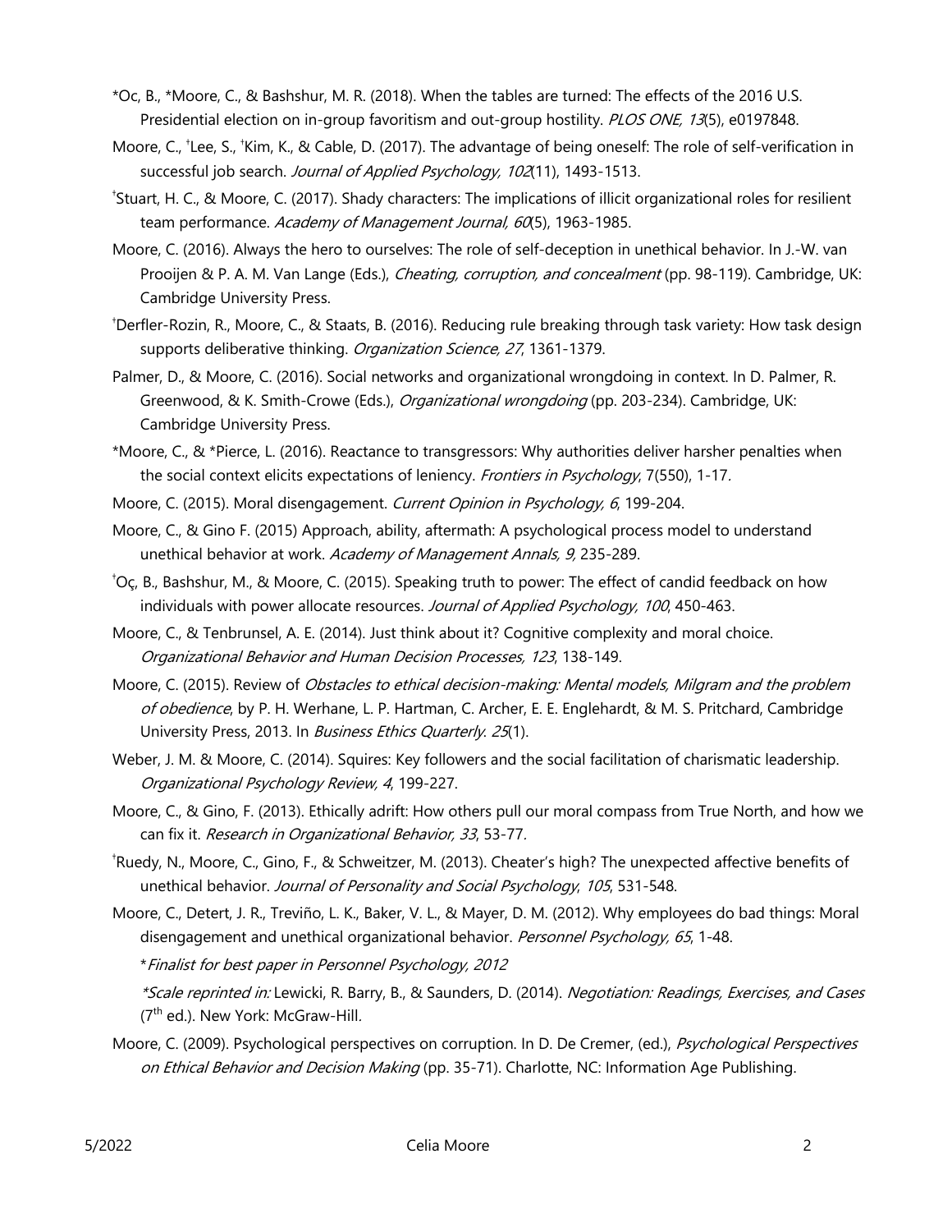*Oc, B., *Moore, C., & Bashshur, M. R. (2018). When the tables are turned: The effects of the 2016 U.S. Presidential election on in-group favoritism and out-group hostility. *PLOS ONE, 13*(5), e0197848.

Moore, C., †Lee, S., †Kim, K., & Cable, D. (2017). The advantage of being oneself: The role of self-verification in successful job search. *Journal of Applied Psychology, 102*(11), 1493-1513.

†Stuart, H. C., & Moore, C. (2017). Shady characters: The implications of illicit organizational roles for resilient team performance. *Academy of Management Journal, 60*(5), 1963-1985.

Moore, C. (2016). Always the hero to ourselves: The role of self-deception in unethical behavior. In J.-W. van Prooijen & P. A. M. Van Lange (Eds.), *Cheating, corruption, and concealment* (pp. 98-119). Cambridge, UK: Cambridge University Press.

†Derfler-Rozin, R., Moore, C., & Staats, B. (2016). Reducing rule breaking through task variety: How task design supports deliberative thinking. *Organization Science, 27*, 1361-1379.

Palmer, D., & Moore, C. (2016). Social networks and organizational wrongdoing in context. In D. Palmer, R. Greenwood, & K. Smith-Crowe (Eds.), *Organizational wrongdoing* (pp. 203-234). Cambridge, UK: Cambridge University Press.

*Moore, C., & *Pierce, L. (2016). Reactance to transgressors: Why authorities deliver harsher penalties when the social context elicits expectations of leniency. *Frontiers in Psychology*, 7(550), 1-17.

Moore, C. (2015). Moral disengagement. *Current Opinion in Psychology, 6*, 199-204.

Moore, C., & Gino F. (2015) Approach, ability, aftermath: A psychological process model to understand unethical behavior at work. *Academy of Management Annals, 9*, 235-289.

†Oç, B., Bashshur, M., & Moore, C. (2015). Speaking truth to power: The effect of candid feedback on how individuals with power allocate resources. *Journal of Applied Psychology, 100*, 450-463.

Moore, C., & Tenbrunsel, A. E. (2014). Just think about it? Cognitive complexity and moral choice. *Organizational Behavior and Human Decision Processes, 123*, 138-149.

Moore, C. (2015). Review of *Obstacles to ethical decision-making: Mental models, Milgram and the problem of obedience*, by P. H. Werhane, L. P. Hartman, C. Archer, E. E. Englehardt, & M. S. Pritchard, Cambridge University Press, 2013. In *Business Ethics Quarterly. 25*(1).

Weber, J. M. & Moore, C. (2014). Squires: Key followers and the social facilitation of charismatic leadership. *Organizational Psychology Review, 4*, 199-227.

Moore, C., & Gino, F. (2013). Ethically adrift: How others pull our moral compass from True North, and how we can fix it. *Research in Organizational Behavior, 33*, 53-77.

†Ruedy, N., Moore, C., Gino, F., & Schweitzer, M. (2013). Cheater's high? The unexpected affective benefits of unethical behavior. *Journal of Personality and Social Psychology*, *105*, 531-548.

Moore, C., Detert, J. R., Treviño, L. K., Baker, V. L., & Mayer, D. M. (2012). Why employees do bad things: Moral disengagement and unethical organizational behavior. *Personnel Psychology, 65*, 1-48.

*\*Finalist for best paper in Personnel Psychology, 2012*

*\*Scale reprinted in:* Lewicki, R. Barry, B., & Saunders, D. (2014). *Negotiation: Readings, Exercises, and Cases* (7th ed.). New York: McGraw-Hill.

Moore, C. (2009). Psychological perspectives on corruption. In D. De Cremer, (ed.), *Psychological Perspectives on Ethical Behavior and Decision Making* (pp. 35-71). Charlotte, NC: Information Age Publishing.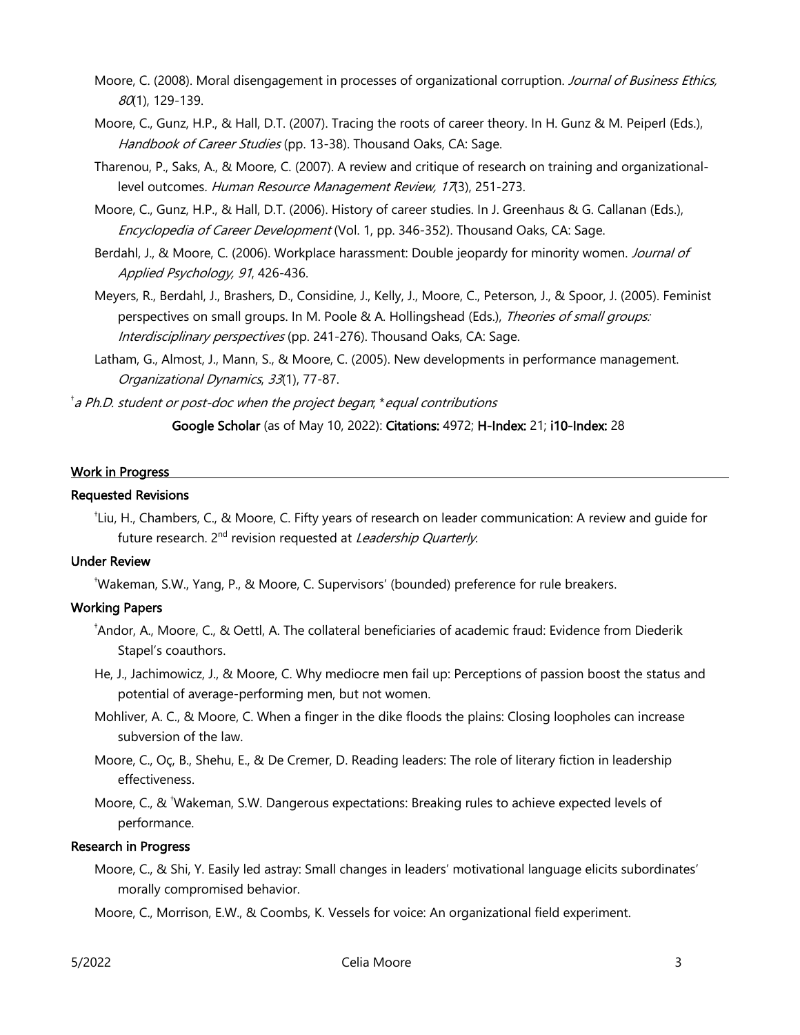Moore, C. (2008). Moral disengagement in processes of organizational corruption. *Journal of Business Ethics, 80*(1), 129-139.

Moore, C., Gunz, H.P., & Hall, D.T. (2007). Tracing the roots of career theory. In H. Gunz & M. Peiperl (Eds.), *Handbook of Career Studies* (pp. 13-38). Thousand Oaks, CA: Sage.

Tharenou, P., Saks, A., & Moore, C. (2007). A review and critique of research on training and organizational-level outcomes. *Human Resource Management Review, 17*(3), 251-273.

Moore, C., Gunz, H.P., & Hall, D.T. (2006). History of career studies. In J. Greenhaus & G. Callanan (Eds.), *Encyclopedia of Career Development* (Vol. 1, pp. 346-352). Thousand Oaks, CA: Sage.

Berdahl, J., & Moore, C. (2006). Workplace harassment: Double jeopardy for minority women. *Journal of Applied Psychology, 91*, 426-436.

Meyers, R., Berdahl, J., Brashers, D., Considine, J., Kelly, J., Moore, C., Peterson, J., & Spoor, J. (2005). Feminist perspectives on small groups. In M. Poole & A. Hollingshead (Eds.), *Theories of small groups: Interdisciplinary perspectives* (pp. 241-276). Thousand Oaks, CA: Sage.

Latham, G., Almost, J., Mann, S., & Moore, C. (2005). New developments in performance management. *Organizational Dynamics*, *33*(1), 77-87.

[†] *a Ph.D. student or post-doc when the project began*; \* *equal contributions*

**Google Scholar** (as of May 10, 2022): **Citations:** 4972; **H-Index:** 21; **i10-Index:** 28

## Work in Progress

### Requested Revisions

[†]Liu, H., Chambers, C., & Moore, C. Fifty years of research on leader communication: A review and guide for future research. 2nd revision requested at *Leadership Quarterly*.

### Under Review

[†]Wakeman, S.W., Yang, P., & Moore, C. Supervisors' (bounded) preference for rule breakers.

### Working Papers

[†]Andor, A., Moore, C., & Oettl, A. The collateral beneficiaries of academic fraud: Evidence from Diederik Stapel's coauthors.

He, J., Jachimowicz, J., & Moore, C. Why mediocre men fail up: Perceptions of passion boost the status and potential of average-performing men, but not women.

Mohliver, A. C., & Moore, C. When a finger in the dike floods the plains: Closing loopholes can increase subversion of the law.

Moore, C., Oç, B., Shehu, E., & De Cremer, D. Reading leaders: The role of literary fiction in leadership effectiveness.

Moore, C., & [†]Wakeman, S.W. Dangerous expectations: Breaking rules to achieve expected levels of performance.

### Research in Progress

Moore, C., & Shi, Y. Easily led astray: Small changes in leaders' motivational language elicits subordinates' morally compromised behavior.

Moore, C., Morrison, E.W., & Coombs, K. Vessels for voice: An organizational field experiment.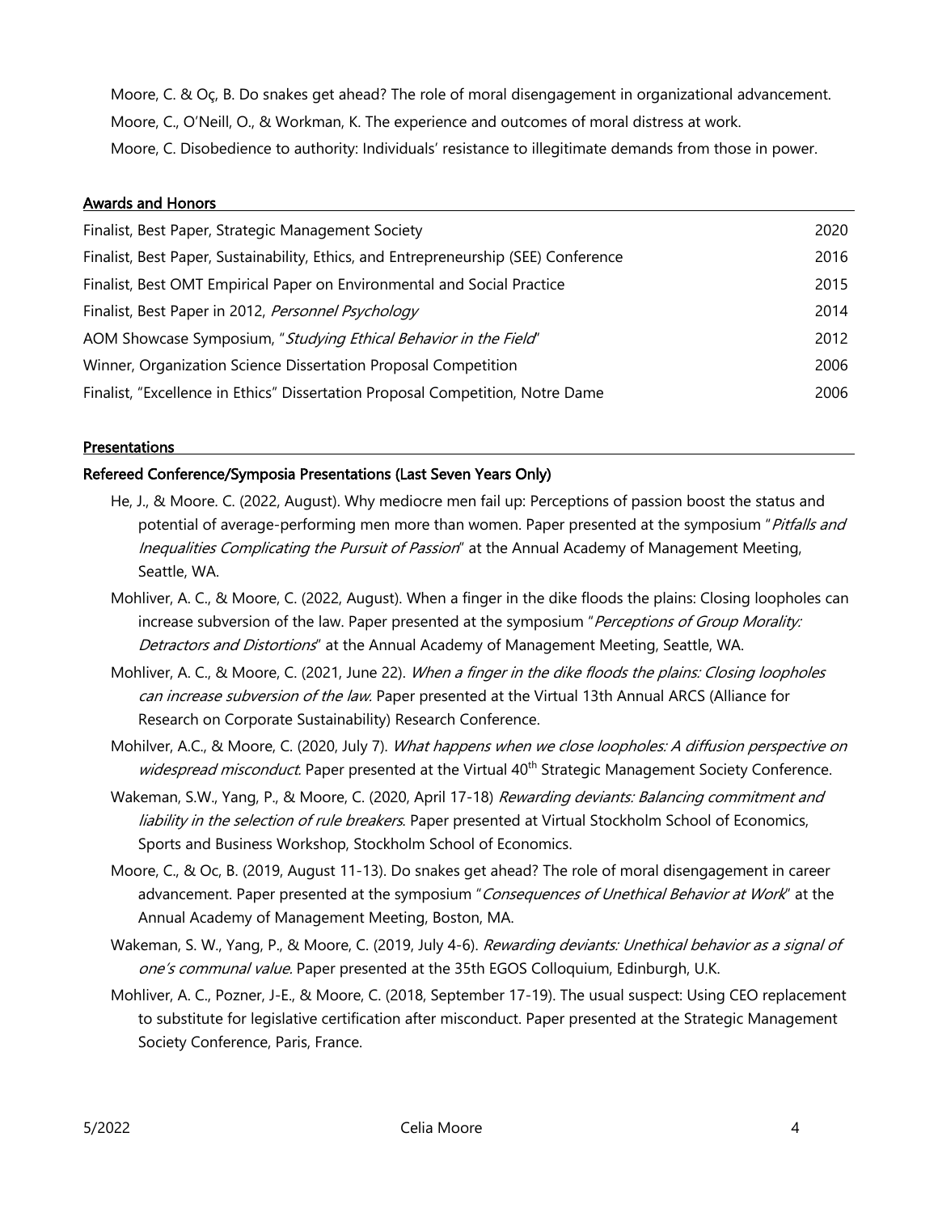Moore, C. & Oç, B. Do snakes get ahead? The role of moral disengagement in organizational advancement.

Moore, C., O'Neill, O., & Workman, K. The experience and outcomes of moral distress at work.

Moore, C. Disobedience to authority: Individuals' resistance to illegitimate demands from those in power.

## Awards and Honors

| | |
|---|---|
| Finalist, Best Paper, Strategic Management Society | 2020 |
| Finalist, Best Paper, Sustainability, Ethics, and Entrepreneurship (SEE) Conference | 2016 |
| Finalist, Best OMT Empirical Paper on Environmental and Social Practice | 2015 |
| Finalist, Best Paper in 2012, *Personnel Psychology* | 2014 |
| AOM Showcase Symposium, "*Studying Ethical Behavior in the Field*" | 2012 |
| Winner, Organization Science Dissertation Proposal Competition | 2006 |
| Finalist, "Excellence in Ethics" Dissertation Proposal Competition, Notre Dame | 2006 |

## Presentations

### Refereed Conference/Symposia Presentations (Last Seven Years Only)

He, J., & Moore. C. (2022, August). Why mediocre men fail up: Perceptions of passion boost the status and potential of average-performing men more than women. Paper presented at the symposium "*Pitfalls and Inequalities Complicating the Pursuit of Passion*" at the Annual Academy of Management Meeting, Seattle, WA.

Mohliver, A. C., & Moore, C. (2022, August). When a finger in the dike floods the plains: Closing loopholes can increase subversion of the law. Paper presented at the symposium "*Perceptions of Group Morality: Detractors and Distortions*" at the Annual Academy of Management Meeting, Seattle, WA.

Mohliver, A. C., & Moore, C. (2021, June 22). *When a finger in the dike floods the plains: Closing loopholes can increase subversion of the law.* Paper presented at the Virtual 13th Annual ARCS (Alliance for Research on Corporate Sustainability) Research Conference.

Mohilver, A.C., & Moore, C. (2020, July 7). *What happens when we close loopholes: A diffusion perspective on widespread misconduct.* Paper presented at the Virtual 40th Strategic Management Society Conference.

Wakeman, S.W., Yang, P., & Moore, C. (2020, April 17-18) *Rewarding deviants: Balancing commitment and liability in the selection of rule breakers*. Paper presented at Virtual Stockholm School of Economics, Sports and Business Workshop, Stockholm School of Economics.

Moore, C., & Oc, B. (2019, August 11-13). Do snakes get ahead? The role of moral disengagement in career advancement. Paper presented at the symposium "*Consequences of Unethical Behavior at Work*" at the Annual Academy of Management Meeting, Boston, MA.

Wakeman, S. W., Yang, P., & Moore, C. (2019, July 4-6). *Rewarding deviants: Unethical behavior as a signal of one's communal value.* Paper presented at the 35th EGOS Colloquium, Edinburgh, U.K.

Mohliver, A. C., Pozner, J-E., & Moore, C. (2018, September 17-19). The usual suspect: Using CEO replacement to substitute for legislative certification after misconduct. Paper presented at the Strategic Management Society Conference, Paris, France.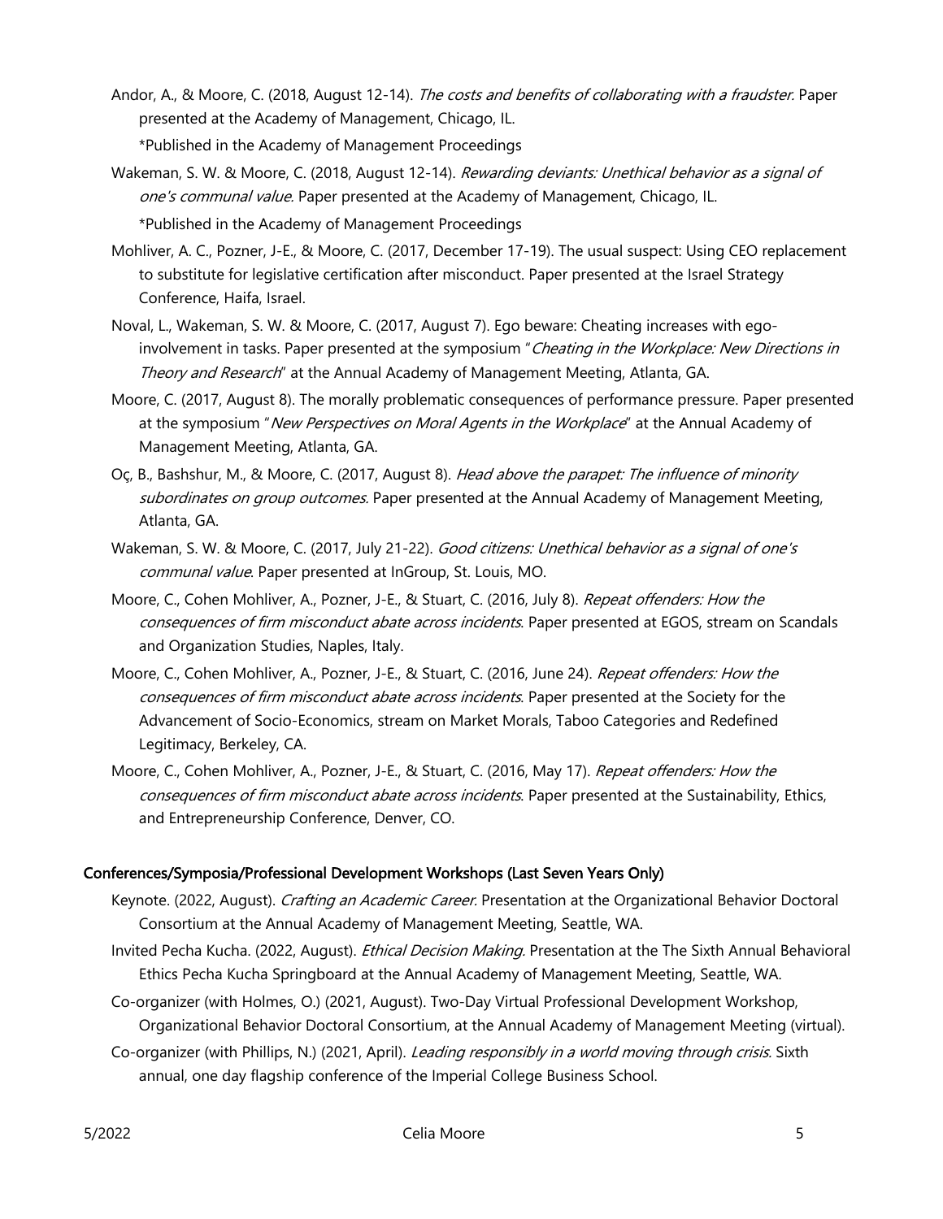Andor, A., & Moore, C. (2018, August 12-14). *The costs and benefits of collaborating with a fraudster.* Paper presented at the Academy of Management, Chicago, IL.

*Published in the Academy of Management Proceedings

Wakeman, S. W. & Moore, C. (2018, August 12-14). *Rewarding deviants: Unethical behavior as a signal of one's communal value.* Paper presented at the Academy of Management, Chicago, IL.

*Published in the Academy of Management Proceedings

Mohliver, A. C., Pozner, J-E., & Moore, C. (2017, December 17-19). The usual suspect: Using CEO replacement to substitute for legislative certification after misconduct. Paper presented at the Israel Strategy Conference, Haifa, Israel.

Noval, L., Wakeman, S. W. & Moore, C. (2017, August 7). Ego beware: Cheating increases with ego-involvement in tasks. Paper presented at the symposium "*Cheating in the Workplace: New Directions in Theory and Research*" at the Annual Academy of Management Meeting, Atlanta, GA.

Moore, C. (2017, August 8). The morally problematic consequences of performance pressure. Paper presented at the symposium "*New Perspectives on Moral Agents in the Workplace*" at the Annual Academy of Management Meeting, Atlanta, GA.

Oç, B., Bashshur, M., & Moore, C. (2017, August 8). *Head above the parapet: The influence of minority subordinates on group outcomes.* Paper presented at the Annual Academy of Management Meeting, Atlanta, GA.

Wakeman, S. W. & Moore, C. (2017, July 21-22). *Good citizens: Unethical behavior as a signal of one's communal value*. Paper presented at InGroup, St. Louis, MO.

Moore, C., Cohen Mohliver, A., Pozner, J-E., & Stuart, C. (2016, July 8). *Repeat offenders: How the consequences of firm misconduct abate across incidents*. Paper presented at EGOS, stream on Scandals and Organization Studies, Naples, Italy.

Moore, C., Cohen Mohliver, A., Pozner, J-E., & Stuart, C. (2016, June 24). *Repeat offenders: How the consequences of firm misconduct abate across incidents*. Paper presented at the Society for the Advancement of Socio-Economics, stream on Market Morals, Taboo Categories and Redefined Legitimacy, Berkeley, CA.

Moore, C., Cohen Mohliver, A., Pozner, J-E., & Stuart, C. (2016, May 17). *Repeat offenders: How the consequences of firm misconduct abate across incidents*. Paper presented at the Sustainability, Ethics, and Entrepreneurship Conference, Denver, CO.

## Conferences/Symposia/Professional Development Workshops (Last Seven Years Only)

Keynote. (2022, August). *Crafting an Academic Career.* Presentation at the Organizational Behavior Doctoral Consortium at the Annual Academy of Management Meeting, Seattle, WA.

Invited Pecha Kucha. (2022, August). *Ethical Decision Making.* Presentation at the The Sixth Annual Behavioral Ethics Pecha Kucha Springboard at the Annual Academy of Management Meeting, Seattle, WA.

Co-organizer (with Holmes, O.) (2021, August). Two-Day Virtual Professional Development Workshop, Organizational Behavior Doctoral Consortium, at the Annual Academy of Management Meeting (virtual).

Co-organizer (with Phillips, N.) (2021, April). *Leading responsibly in a world moving through crisis.* Sixth annual, one day flagship conference of the Imperial College Business School.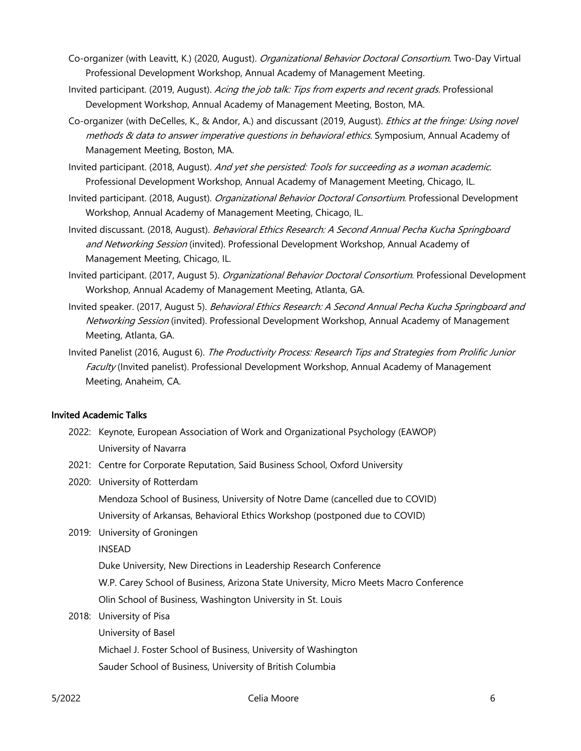Co-organizer (with Leavitt, K.) (2020, August). *Organizational Behavior Doctoral Consortium*. Two-Day Virtual Professional Development Workshop, Annual Academy of Management Meeting.

Invited participant. (2019, August). *Acing the job talk: Tips from experts and recent grads.* Professional Development Workshop, Annual Academy of Management Meeting, Boston, MA.

Co-organizer (with DeCelles, K., & Andor, A.) and discussant (2019, August). *Ethics at the fringe: Using novel methods & data to answer imperative questions in behavioral ethics*. Symposium, Annual Academy of Management Meeting, Boston, MA.

Invited participant. (2018, August). *And yet she persisted: Tools for succeeding as a woman academic*. Professional Development Workshop, Annual Academy of Management Meeting, Chicago, IL.

Invited participant. (2018, August). *Organizational Behavior Doctoral Consortium*. Professional Development Workshop, Annual Academy of Management Meeting, Chicago, IL.

Invited discussant. (2018, August). *Behavioral Ethics Research: A Second Annual Pecha Kucha Springboard and Networking Session* (invited). Professional Development Workshop, Annual Academy of Management Meeting, Chicago, IL.

Invited participant. (2017, August 5). *Organizational Behavior Doctoral Consortium*. Professional Development Workshop, Annual Academy of Management Meeting, Atlanta, GA.

Invited speaker. (2017, August 5). *Behavioral Ethics Research: A Second Annual Pecha Kucha Springboard and Networking Session* (invited). Professional Development Workshop, Annual Academy of Management Meeting, Atlanta, GA.

Invited Panelist (2016, August 6). *The Productivity Process: Research Tips and Strategies from Prolific Junior Faculty* (Invited panelist). Professional Development Workshop, Annual Academy of Management Meeting, Anaheim, CA.

## Invited Academic Talks

2022: Keynote, European Association of Work and Organizational Psychology (EAWOP)
University of Navarra

2021: Centre for Corporate Reputation, Said Business School, Oxford University

2020: University of Rotterdam
Mendoza School of Business, University of Notre Dame (cancelled due to COVID)
University of Arkansas, Behavioral Ethics Workshop (postponed due to COVID)

2019: University of Groningen
INSEAD
Duke University, New Directions in Leadership Research Conference
W.P. Carey School of Business, Arizona State University, Micro Meets Macro Conference
Olin School of Business, Washington University in St. Louis

2018: University of Pisa
University of Basel
Michael J. Foster School of Business, University of Washington
Sauder School of Business, University of British Columbia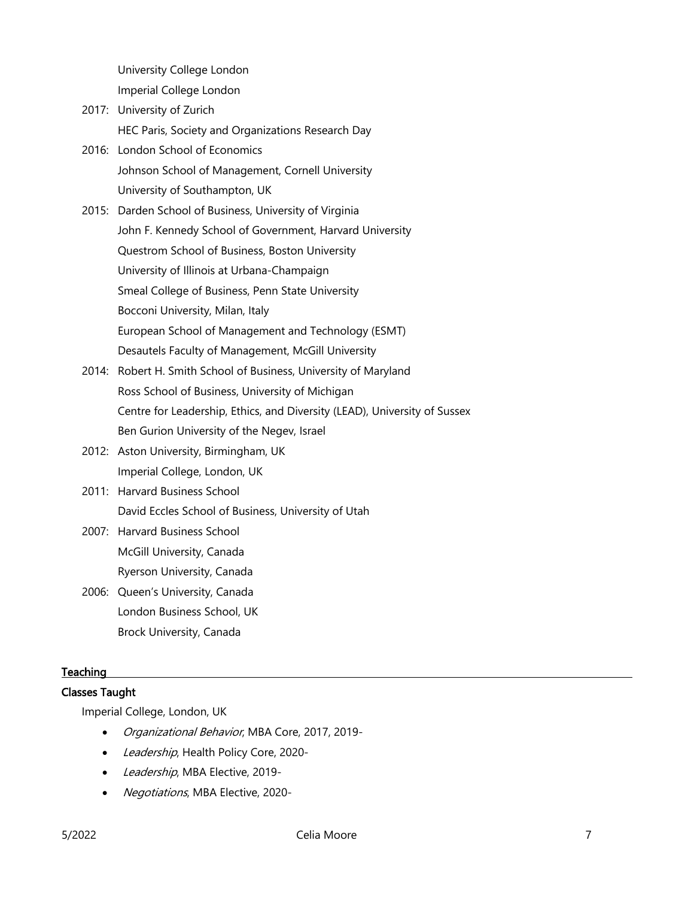University College London
Imperial College London

2017: University of Zurich
HEC Paris, Society and Organizations Research Day

2016: London School of Economics
Johnson School of Management, Cornell University
University of Southampton, UK

2015: Darden School of Business, University of Virginia
John F. Kennedy School of Government, Harvard University
Questrom School of Business, Boston University
University of Illinois at Urbana-Champaign
Smeal College of Business, Penn State University
Bocconi University, Milan, Italy
European School of Management and Technology (ESMT)
Desautels Faculty of Management, McGill University

2014: Robert H. Smith School of Business, University of Maryland
Ross School of Business, University of Michigan
Centre for Leadership, Ethics, and Diversity (LEAD), University of Sussex
Ben Gurion University of the Negev, Israel

2012: Aston University, Birmingham, UK
Imperial College, London, UK

2011: Harvard Business School
David Eccles School of Business, University of Utah

2007: Harvard Business School
McGill University, Canada
Ryerson University, Canada

2006: Queen's University, Canada
London Business School, UK
Brock University, Canada

## Teaching

### Classes Taught

Imperial College, London, UK

- *Organizational Behavior*, MBA Core, 2017, 2019-
- *Leadership*, Health Policy Core, 2020-
- *Leadership*, MBA Elective, 2019-
- *Negotiations*, MBA Elective, 2020-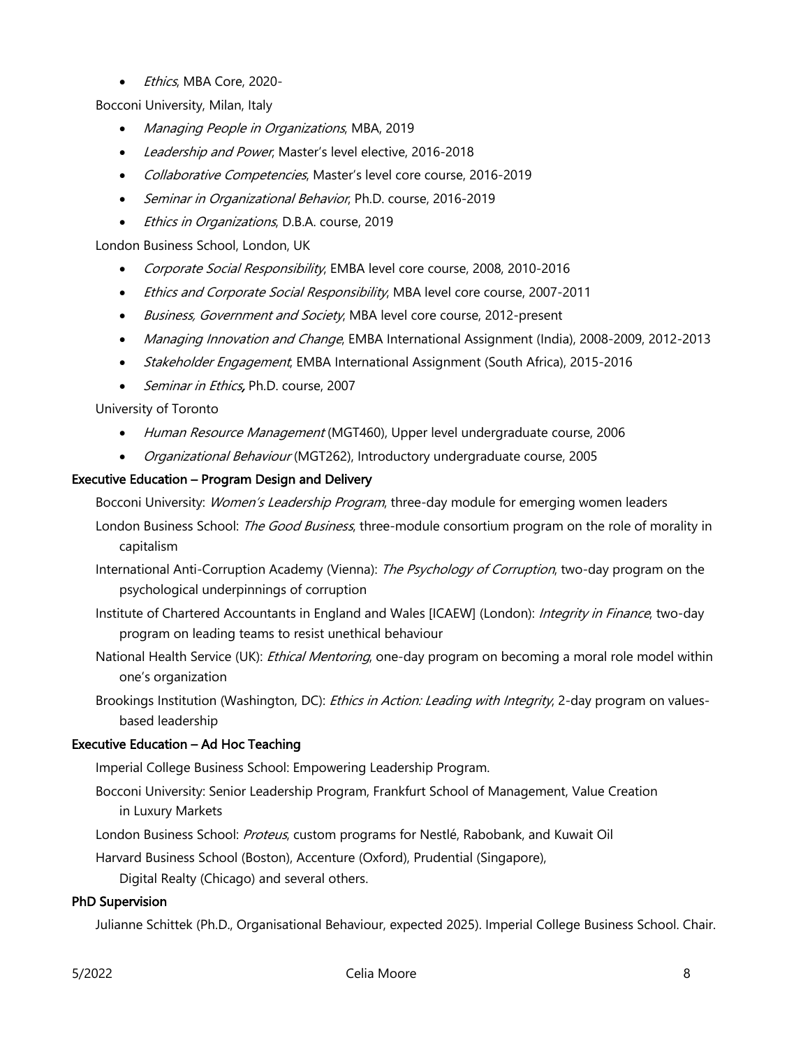- *Ethics*, MBA Core, 2020-

Bocconi University, Milan, Italy

- *Managing People in Organizations*, MBA, 2019
- *Leadership and Power*, Master's level elective, 2016-2018
- *Collaborative Competencies*, Master's level core course, 2016-2019
- *Seminar in Organizational Behavior*, Ph.D. course, 2016-2019
- *Ethics in Organizations*, D.B.A. course, 2019

London Business School, London, UK

- *Corporate Social Responsibility*, EMBA level core course, 2008, 2010-2016
- *Ethics and Corporate Social Responsibility*, MBA level core course, 2007-2011
- *Business, Government and Society*, MBA level core course, 2012-present
- *Managing Innovation and Change*, EMBA International Assignment (India), 2008-2009, 2012-2013
- *Stakeholder Engagement*, EMBA International Assignment (South Africa), 2015-2016
- *Seminar in Ethics,* Ph.D. course, 2007

University of Toronto

- *Human Resource Management* (MGT460), Upper level undergraduate course, 2006
- *Organizational Behaviour* (MGT262), Introductory undergraduate course, 2005

**Executive Education – Program Design and Delivery**

Bocconi University: *Women's Leadership Program*, three-day module for emerging women leaders

London Business School: *The Good Business*, three-module consortium program on the role of morality in capitalism

International Anti-Corruption Academy (Vienna): *The Psychology of Corruption*, two-day program on the psychological underpinnings of corruption

Institute of Chartered Accountants in England and Wales [ICAEW] (London): *Integrity in Finance*, two-day program on leading teams to resist unethical behaviour

National Health Service (UK): *Ethical Mentoring*, one-day program on becoming a moral role model within one's organization

Brookings Institution (Washington, DC): *Ethics in Action: Leading with Integrity*, 2-day program on values-based leadership

**Executive Education – Ad Hoc Teaching**

Imperial College Business School: Empowering Leadership Program.

Bocconi University: Senior Leadership Program, Frankfurt School of Management, Value Creation in Luxury Markets

London Business School: *Proteus*, custom programs for Nestlé, Rabobank, and Kuwait Oil

Harvard Business School (Boston), Accenture (Oxford), Prudential (Singapore), Digital Realty (Chicago) and several others.

**PhD Supervision**

Julianne Schittek (Ph.D., Organisational Behaviour, expected 2025). Imperial College Business School. Chair.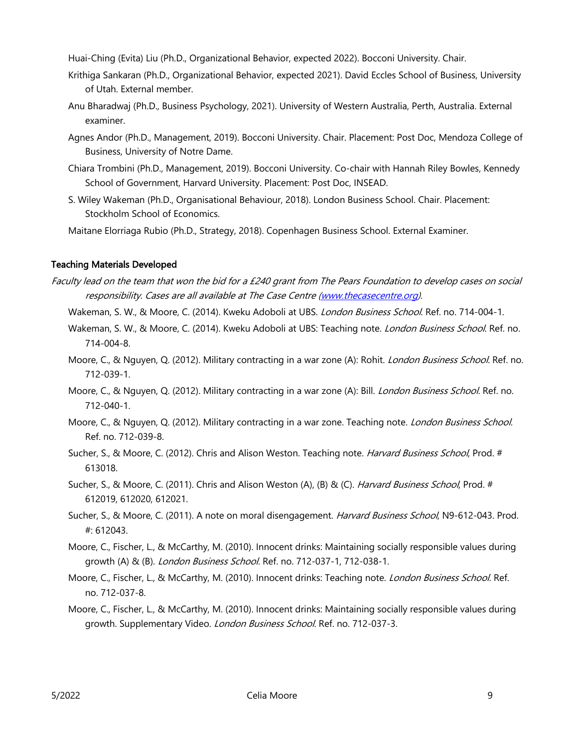Huai-Ching (Evita) Liu (Ph.D., Organizational Behavior, expected 2022). Bocconi University. Chair.

Krithiga Sankaran (Ph.D., Organizational Behavior, expected 2021). David Eccles School of Business, University of Utah. External member.

Anu Bharadwaj (Ph.D., Business Psychology, 2021). University of Western Australia, Perth, Australia. External examiner.

Agnes Andor (Ph.D., Management, 2019). Bocconi University. Chair. Placement: Post Doc, Mendoza College of Business, University of Notre Dame.

Chiara Trombini (Ph.D., Management, 2019). Bocconi University. Co-chair with Hannah Riley Bowles, Kennedy School of Government, Harvard University. Placement: Post Doc, INSEAD.

S. Wiley Wakeman (Ph.D., Organisational Behaviour, 2018). London Business School. Chair. Placement: Stockholm School of Economics.

Maitane Elorriaga Rubio (Ph.D., Strategy, 2018). Copenhagen Business School. External Examiner.

### Teaching Materials Developed

*Faculty lead on the team that won the bid for a £240 grant from The Pears Foundation to develop cases on social responsibility. Cases are all available at The Case Centre ([www.thecasecentre.org](http://www.thecasecentre.org)).*

Wakeman, S. W., & Moore, C. (2014). Kweku Adoboli at UBS. *London Business School*. Ref. no. 714-004-1.

Wakeman, S. W., & Moore, C. (2014). Kweku Adoboli at UBS: Teaching note. *London Business School*. Ref. no. 714-004-8.

Moore, C., & Nguyen, Q. (2012). Military contracting in a war zone (A): Rohit. *London Business School.* Ref. no. 712-039-1.

Moore, C., & Nguyen, Q. (2012). Military contracting in a war zone (A): Bill. *London Business School.* Ref. no. 712-040-1.

Moore, C., & Nguyen, Q. (2012). Military contracting in a war zone. Teaching note. *London Business School.* Ref. no. 712-039-8.

Sucher, S., & Moore, C. (2012). Chris and Alison Weston. Teaching note. *Harvard Business School*, Prod. # 613018.

Sucher, S., & Moore, C. (2011). Chris and Alison Weston (A), (B) & (C). *Harvard Business School*, Prod. # 612019, 612020, 612021.

Sucher, S., & Moore, C. (2011). A note on moral disengagement. *Harvard Business School*, N9-612-043. Prod. #: 612043.

Moore, C., Fischer, L., & McCarthy, M. (2010). Innocent drinks: Maintaining socially responsible values during growth (A) & (B). *London Business School.* Ref. no. 712-037-1, 712-038-1.

Moore, C., Fischer, L., & McCarthy, M. (2010). Innocent drinks: Teaching note. *London Business School.* Ref. no. 712-037-8.

Moore, C., Fischer, L., & McCarthy, M. (2010). Innocent drinks: Maintaining socially responsible values during growth. Supplementary Video. *London Business School.* Ref. no. 712-037-3.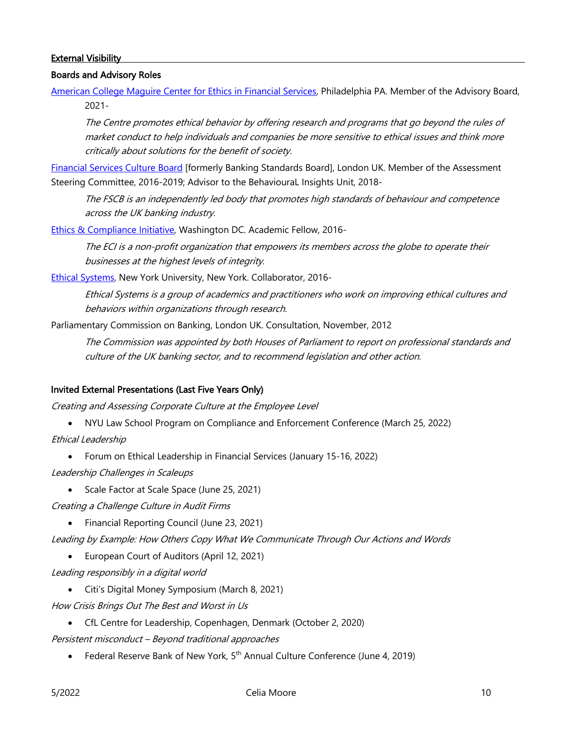## External Visibility

### Boards and Advisory Roles

American College Maguire Center for Ethics in Financial Services, Philadelphia PA. Member of the Advisory Board, 2021-

*The Centre promotes ethical behavior by offering research and programs that go beyond the rules of market conduct to help individuals and companies be more sensitive to ethical issues and think more critically about solutions for the benefit of society.*

Financial Services Culture Board [formerly Banking Standards Board], London UK. Member of the Assessment Steering Committee, 2016-2019; Advisor to the BehaviouraL Insights Unit, 2018-

*The FSCB is an independently led body that promotes high standards of behaviour and competence across the UK banking industry.*

Ethics & Compliance Initiative, Washington DC. Academic Fellow, 2016-

*The ECI is a non-profit organization that empowers its members across the globe to operate their businesses at the highest levels of integrity.*

Ethical Systems, New York University, New York. Collaborator, 2016-

*Ethical Systems is a group of academics and practitioners who work on improving ethical cultures and behaviors within organizations through research.*

Parliamentary Commission on Banking, London UK. Consultation, November, 2012

*The Commission was appointed by both Houses of Parliament to report on professional standards and culture of the UK banking sector, and to recommend legislation and other action.*

### Invited External Presentations (Last Five Years Only)

*Creating and Assessing Corporate Culture at the Employee Level*

- NYU Law School Program on Compliance and Enforcement Conference (March 25, 2022)

*Ethical Leadership*

- Forum on Ethical Leadership in Financial Services (January 15-16, 2022)

*Leadership Challenges in Scaleups*

- Scale Factor at Scale Space (June 25, 2021)

*Creating a Challenge Culture in Audit Firms*

- Financial Reporting Council (June 23, 2021)

*Leading by Example: How Others Copy What We Communicate Through Our Actions and Words*

- European Court of Auditors (April 12, 2021)

*Leading responsibly in a digital world*

- Citi's Digital Money Symposium (March 8, 2021)

*How Crisis Brings Out The Best and Worst in Us*

- CfL Centre for Leadership, Copenhagen, Denmark (October 2, 2020)

*Persistent misconduct – Beyond traditional approaches*

- Federal Reserve Bank of New York, 5th Annual Culture Conference (June 4, 2019)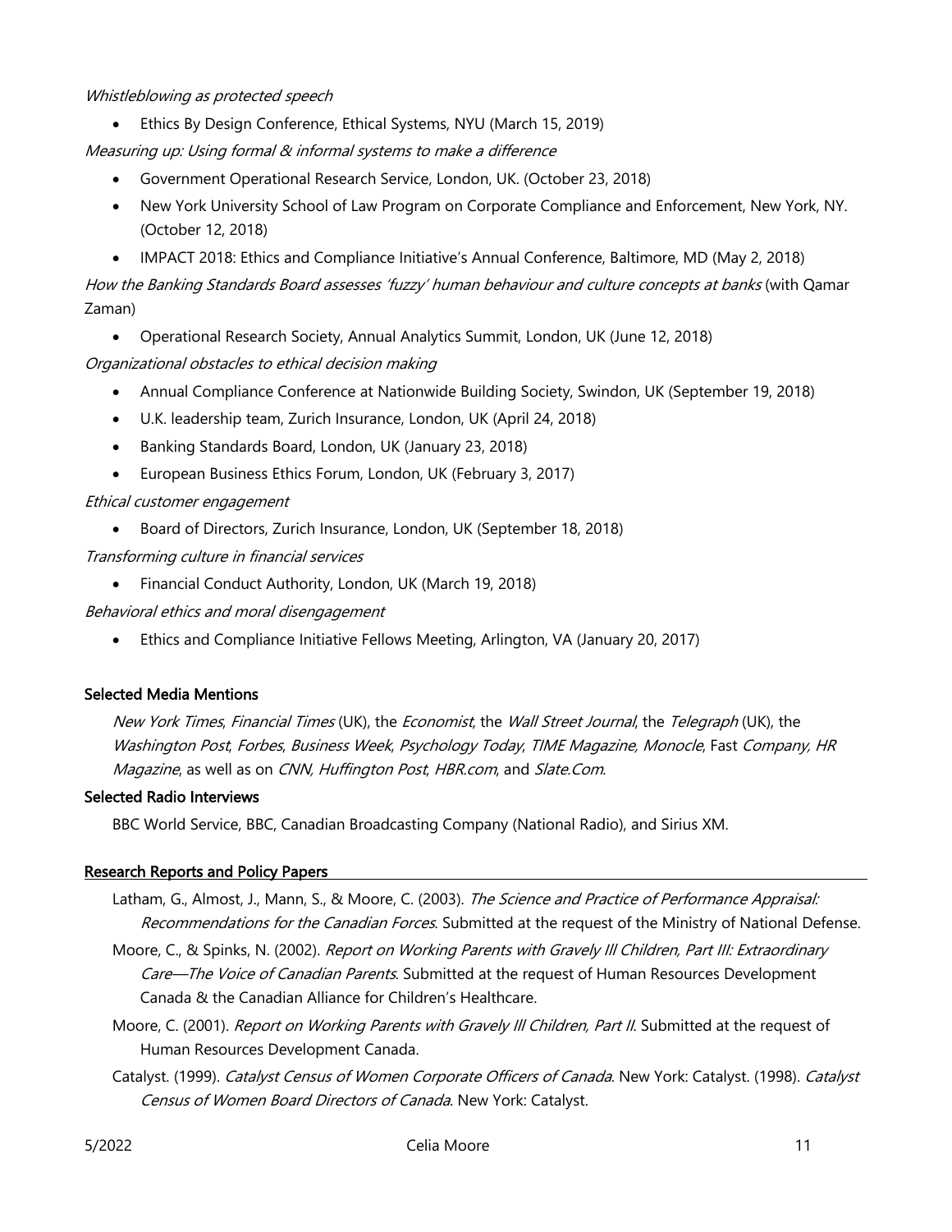*Whistleblowing as protected speech*

- Ethics By Design Conference, Ethical Systems, NYU (March 15, 2019)

*Measuring up: Using formal & informal systems to make a difference*

- Government Operational Research Service, London, UK. (October 23, 2018)
- New York University School of Law Program on Corporate Compliance and Enforcement, New York, NY. (October 12, 2018)
- IMPACT 2018: Ethics and Compliance Initiative's Annual Conference, Baltimore, MD (May 2, 2018)

*How the Banking Standards Board assesses 'fuzzy' human behaviour and culture concepts at banks* (with Qamar Zaman)

- Operational Research Society, Annual Analytics Summit, London, UK (June 12, 2018)

*Organizational obstacles to ethical decision making*

- Annual Compliance Conference at Nationwide Building Society, Swindon, UK (September 19, 2018)
- U.K. leadership team, Zurich Insurance, London, UK (April 24, 2018)
- Banking Standards Board, London, UK (January 23, 2018)
- European Business Ethics Forum, London, UK (February 3, 2017)

*Ethical customer engagement*

- Board of Directors, Zurich Insurance, London, UK (September 18, 2018)

*Transforming culture in financial services*

- Financial Conduct Authority, London, UK (March 19, 2018)

*Behavioral ethics and moral disengagement*

- Ethics and Compliance Initiative Fellows Meeting, Arlington, VA (January 20, 2017)

**Selected Media Mentions**

*New York Times*, *Financial Times* (UK), the *Economist*, the *Wall Street Journal*, the *Telegraph* (UK), the *Washington Post*, *Forbes*, *Business Week*, *Psychology Today*, *TIME Magazine, Monocle*, Fast *Company, HR Magazine*, as well as on *CNN, Huffington Post*, *HBR.com*, and *Slate.Com*.

**Selected Radio Interviews**

BBC World Service, BBC, Canadian Broadcasting Company (National Radio), and Sirius XM.

## Research Reports and Policy Papers

Latham, G., Almost, J., Mann, S., & Moore, C. (2003). *The Science and Practice of Performance Appraisal: Recommendations for the Canadian Forces*. Submitted at the request of the Ministry of National Defense.

Moore, C., & Spinks, N. (2002). *Report on Working Parents with Gravely Ill Children, Part III: Extraordinary Care—The Voice of Canadian Parents*. Submitted at the request of Human Resources Development Canada & the Canadian Alliance for Children's Healthcare.

Moore, C. (2001). *Report on Working Parents with Gravely Ill Children, Part II*. Submitted at the request of Human Resources Development Canada.

Catalyst. (1999). *Catalyst Census of Women Corporate Officers of Canada*. New York: Catalyst. (1998). *Catalyst Census of Women Board Directors of Canada*. New York: Catalyst.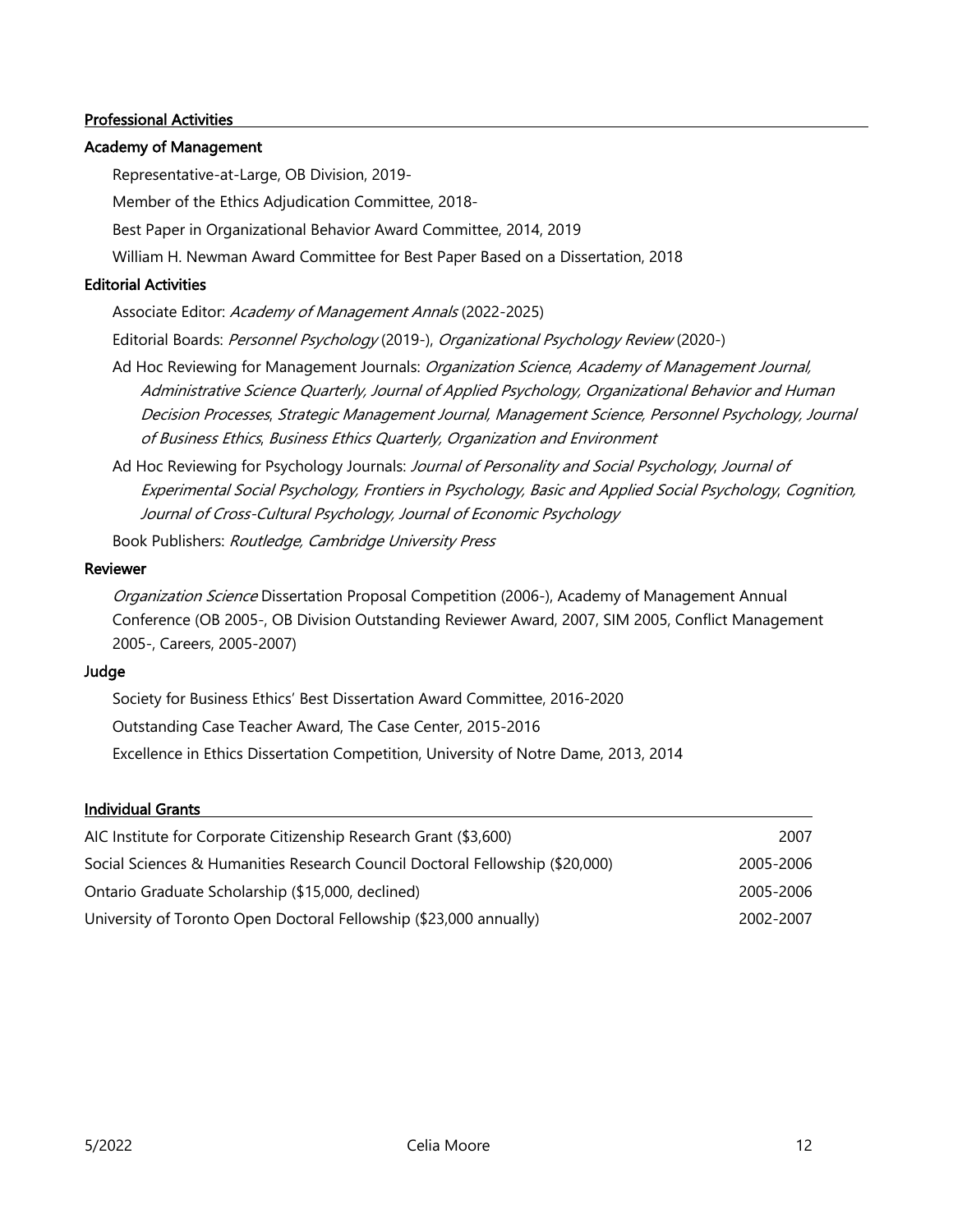## Professional Activities

### Academy of Management

Representative-at-Large, OB Division, 2019-

Member of the Ethics Adjudication Committee, 2018-

Best Paper in Organizational Behavior Award Committee, 2014, 2019

William H. Newman Award Committee for Best Paper Based on a Dissertation, 2018

### Editorial Activities

Associate Editor: *Academy of Management Annals* (2022-2025)

Editorial Boards: *Personnel Psychology* (2019-), *Organizational Psychology Review* (2020-)

Ad Hoc Reviewing for Management Journals: *Organization Science*, *Academy of Management Journal, Administrative Science Quarterly, Journal of Applied Psychology, Organizational Behavior and Human Decision Processes*, *Strategic Management Journal, Management Science, Personnel Psychology, Journal of Business Ethics*, *Business Ethics Quarterly, Organization and Environment*

Ad Hoc Reviewing for Psychology Journals: *Journal of Personality and Social Psychology*, *Journal of Experimental Social Psychology, Frontiers in Psychology, Basic and Applied Social Psychology*, *Cognition, Journal of Cross-Cultural Psychology, Journal of Economic Psychology*

Book Publishers: *Routledge, Cambridge University Press*

### Reviewer

*Organization Science* Dissertation Proposal Competition (2006-), Academy of Management Annual Conference (OB 2005-, OB Division Outstanding Reviewer Award, 2007, SIM 2005, Conflict Management 2005-, Careers, 2005-2007)

### Judge

Society for Business Ethics' Best Dissertation Award Committee, 2016-2020

Outstanding Case Teacher Award, The Case Center, 2015-2016

Excellence in Ethics Dissertation Competition, University of Notre Dame, 2013, 2014

## Individual Grants

| | |
|---|---|
| AIC Institute for Corporate Citizenship Research Grant ($3,600) | 2007 |
| Social Sciences & Humanities Research Council Doctoral Fellowship ($20,000) | 2005-2006 |
| Ontario Graduate Scholarship ($15,000, declined) | 2005-2006 |
| University of Toronto Open Doctoral Fellowship ($23,000 annually) | 2002-2007 |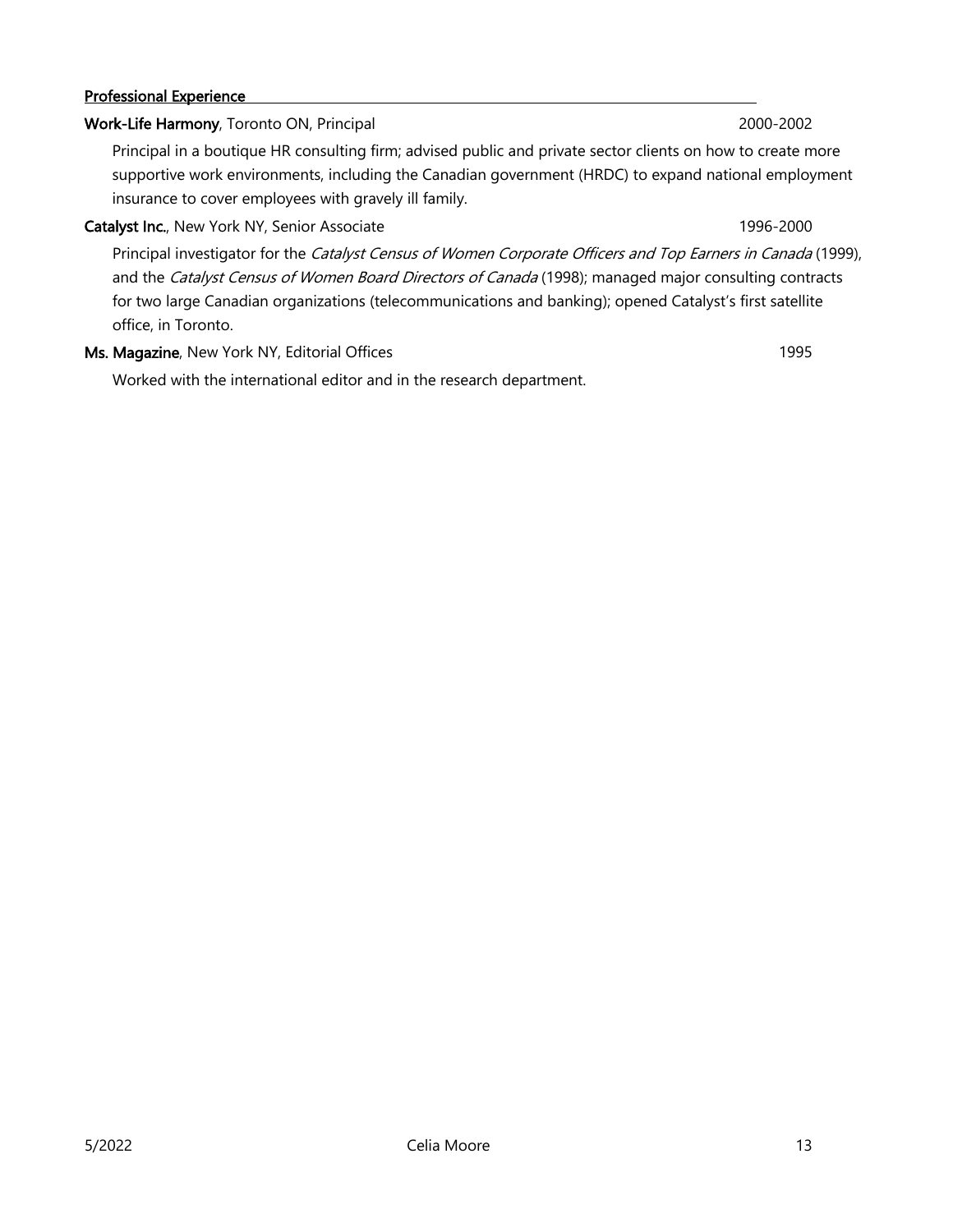## Professional Experience

**Work-Life Harmony**, Toronto ON, Principal 2000-2002

Principal in a boutique HR consulting firm; advised public and private sector clients on how to create more supportive work environments, including the Canadian government (HRDC) to expand national employment insurance to cover employees with gravely ill family.

**Catalyst Inc.**, New York NY, Senior Associate 1996-2000

Principal investigator for the *Catalyst Census of Women Corporate Officers and Top Earners in Canada* (1999), and the *Catalyst Census of Women Board Directors of Canada* (1998); managed major consulting contracts for two large Canadian organizations (telecommunications and banking); opened Catalyst's first satellite office, in Toronto.

**Ms. Magazine**, New York NY, Editorial Offices 1995

Worked with the international editor and in the research department.